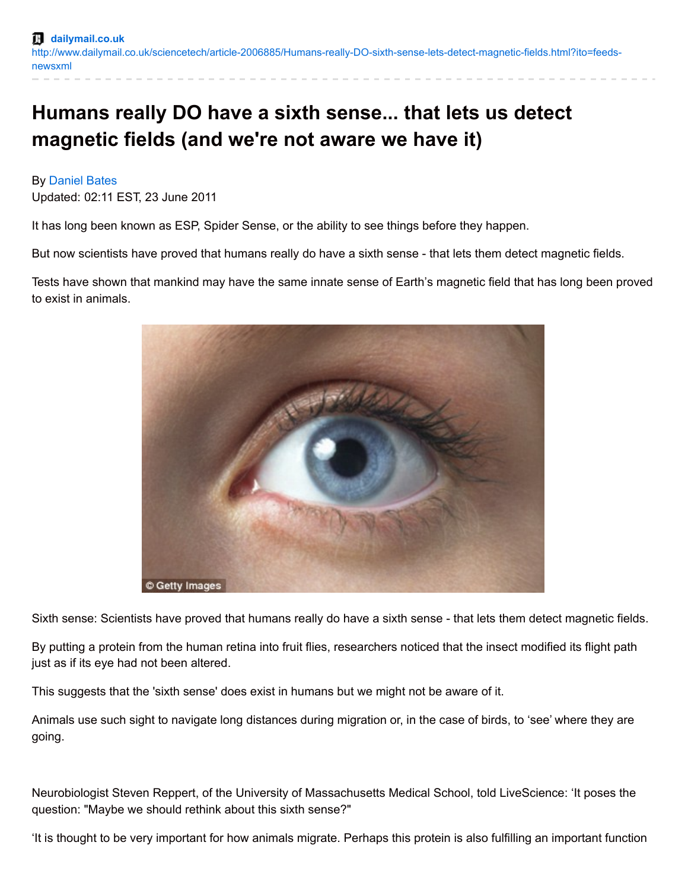dailymail.co.uk
http://www.dailymail.co.uk/sciencetech/article-2006885/Humans-really-DO-sixth-sense-lets-detect-magnetic-fields.html?ito=feeds-newsxml

# Humans really DO have a sixth sense... that lets us detect magnetic fields (and we're not aware we have it)

By Daniel Bates
Updated: 02:11 EST, 23 June 2011

It has long been known as ESP, Spider Sense, or the ability to see things before they happen.

But now scientists have proved that humans really do have a sixth sense - that lets them detect magnetic fields.

Tests have shown that mankind may have the same innate sense of Earth's magnetic field that has long been proved to exist in animals.

Sixth sense: Scientists have proved that humans really do have a sixth sense - that lets them detect magnetic fields.

By putting a protein from the human retina into fruit flies, researchers noticed that the insect modified its flight path just as if its eye had not been altered.

This suggests that the 'sixth sense' does exist in humans but we might not be aware of it.

Animals use such sight to navigate long distances during migration or, in the case of birds, to 'see' where they are going.

Neurobiologist Steven Reppert, of the University of Massachusetts Medical School, told LiveScience: 'It poses the question: "Maybe we should rethink about this sixth sense?"

'It is thought to be very important for how animals migrate. Perhaps this protein is also fulfilling an important function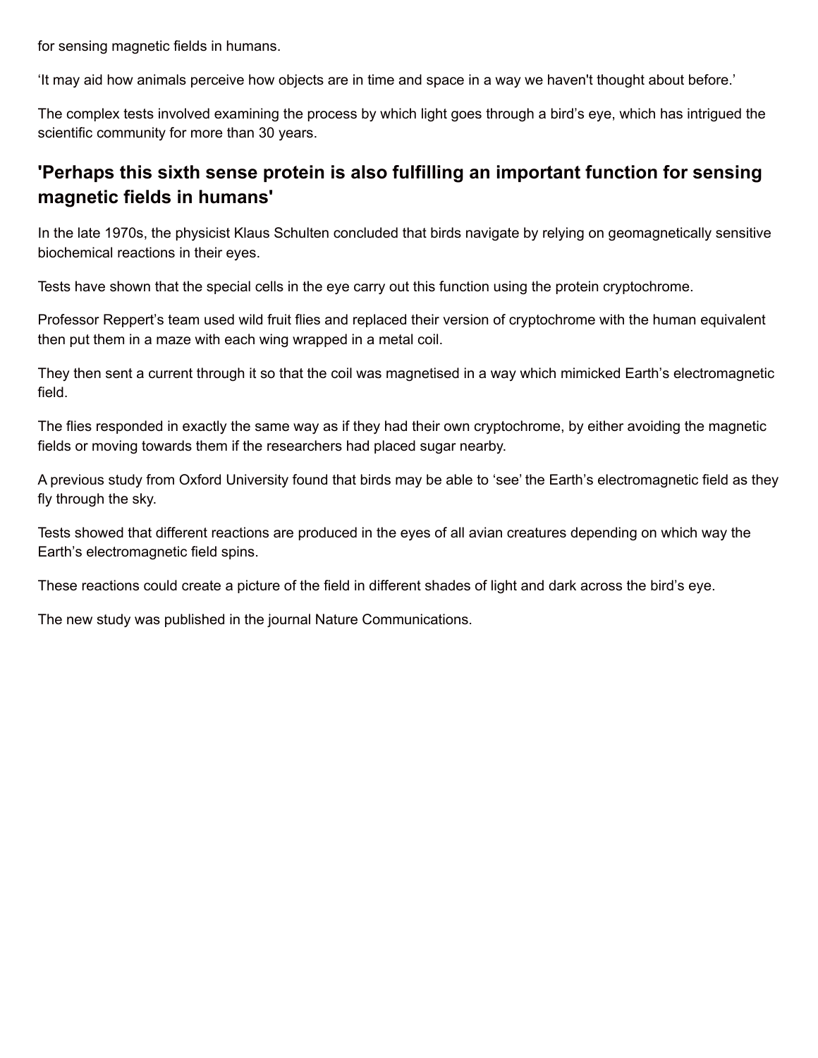for sensing magnetic fields in humans.

'It may aid how animals perceive how objects are in time and space in a way we haven't thought about before.'

The complex tests involved examining the process by which light goes through a bird's eye, which has intrigued the scientific community for more than 30 years.

## 'Perhaps this sixth sense protein is also fulfilling an important function for sensing magnetic fields in humans'

In the late 1970s, the physicist Klaus Schulten concluded that birds navigate by relying on geomagnetically sensitive biochemical reactions in their eyes.

Tests have shown that the special cells in the eye carry out this function using the protein cryptochrome.

Professor Reppert's team used wild fruit flies and replaced their version of cryptochrome with the human equivalent then put them in a maze with each wing wrapped in a metal coil.

They then sent a current through it so that the coil was magnetised in a way which mimicked Earth's electromagnetic field.

The flies responded in exactly the same way as if they had their own cryptochrome, by either avoiding the magnetic fields or moving towards them if the researchers had placed sugar nearby.

A previous study from Oxford University found that birds may be able to 'see' the Earth's electromagnetic field as they fly through the sky.

Tests showed that different reactions are produced in the eyes of all avian creatures depending on which way the Earth's electromagnetic field spins.

These reactions could create a picture of the field in different shades of light and dark across the bird's eye.

The new study was published in the journal Nature Communications.